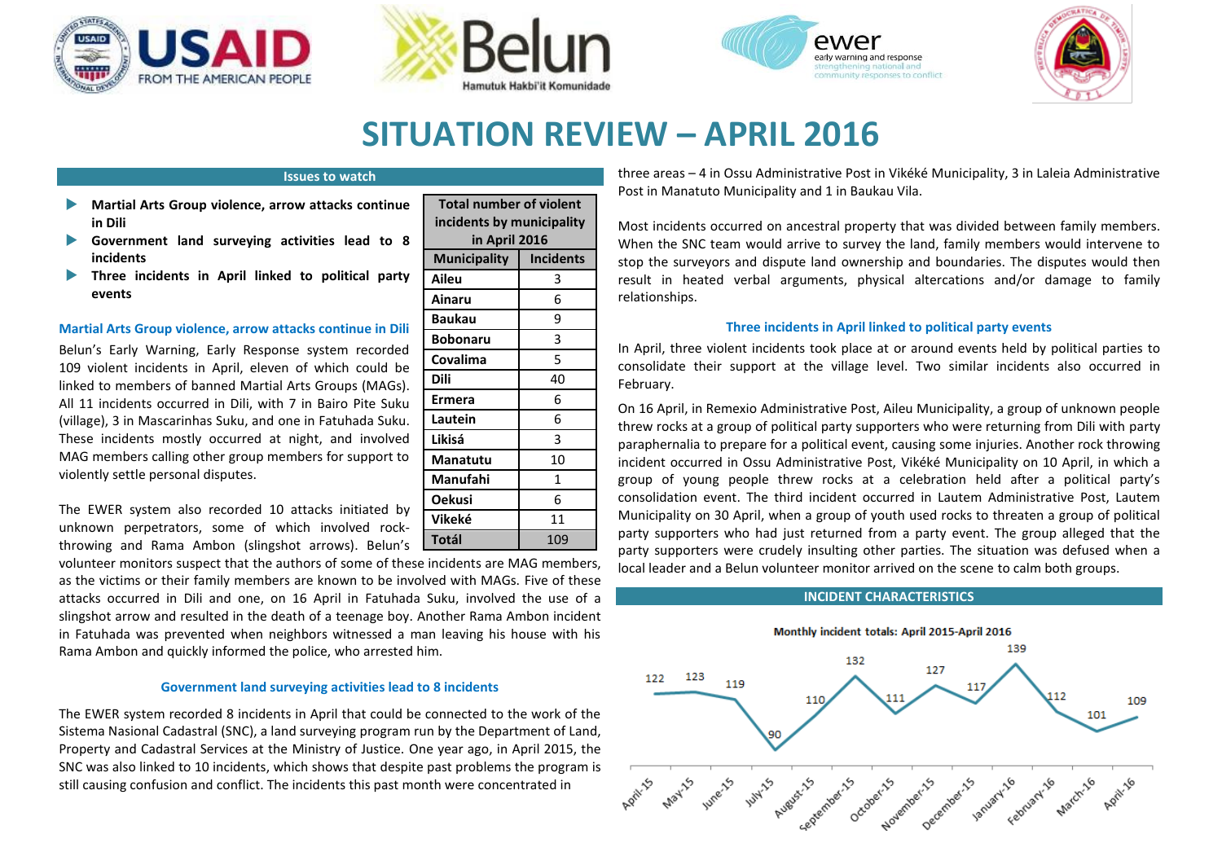# SITUATION REVIEW – APRIL 2016

## Issues to watch

- **Martial Arts Group violence, arrow attacks continue in Dili**
- **Government land surveying activities lead to 8 incidents**
- **Three incidents in April linked to political party events**

| Total number of violent incidents by municipality in April 2016 | |
|---|---|
| **Municipality** | **Incidents** |
| **Aileu** | 3 |
| **Ainaru** | 6 |
| **Baukau** | 9 |
| **Bobonaru** | 3 |
| **Covalima** | 5 |
| **Dili** | 40 |
| **Ermera** | 6 |
| **Lautein** | 6 |
| **Likisá** | 3 |
| **Manatutu** | 10 |
| **Manufahi** | 1 |
| **Oekusi** | 6 |
| **Vikeké** | 11 |
| **Totál** | 109 |

### Martial Arts Group violence, arrow attacks continue in Dili

Belun's Early Warning, Early Response system recorded 109 violent incidents in April, eleven of which could be linked to members of banned Martial Arts Groups (MAGs). All 11 incidents occurred in Dili, with 7 in Bairo Pite Suku (village), 3 in Mascarinhas Suku, and one in Fatuhada Suku. These incidents mostly occurred at night, and involved MAG members calling other group members for support to violently settle personal disputes.

The EWER system also recorded 10 attacks initiated by unknown perpetrators, some of which involved rock-throwing and Rama Ambon (slingshot arrows). Belun's volunteer monitors suspect that the authors of some of these incidents are MAG members, as the victims or their family members are known to be involved with MAGs. Five of these attacks occurred in Dili and one, on 16 April in Fatuhada Suku, involved the use of a slingshot arrow and resulted in the death of a teenage boy. Another Rama Ambon incident in Fatuhada was prevented when neighbors witnessed a man leaving his house with his Rama Ambon and quickly informed the police, who arrested him.

### Government land surveying activities lead to 8 incidents

The EWER system recorded 8 incidents in April that could be connected to the work of the Sistema Nasional Cadastral (SNC), a land surveying program run by the Department of Land, Property and Cadastral Services at the Ministry of Justice. One year ago, in April 2015, the SNC was also linked to 10 incidents, which shows that despite past problems the program is still causing confusion and conflict. The incidents this past month were concentrated in three areas – 4 in Ossu Administrative Post in Vikéké Municipality, 3 in Laleia Administrative Post in Manatuto Municipality and 1 in Baukau Vila.

Most incidents occurred on ancestral property that was divided between family members. When the SNC team would arrive to survey the land, family members would intervene to stop the surveyors and dispute land ownership and boundaries. The disputes would then result in heated verbal arguments, physical altercations and/or damage to family relationships.

### Three incidents in April linked to political party events

In April, three violent incidents took place at or around events held by political parties to consolidate their support at the village level. Two similar incidents also occurred in February.

On 16 April, in Remexio Administrative Post, Aileu Municipality, a group of unknown people threw rocks at a group of political party supporters who were returning from Dili with party paraphernalia to prepare for a political event, causing some injuries. Another rock throwing incident occurred in Ossu Administrative Post, Vikéké Municipality on 10 April, in which a group of young people threw rocks at a celebration held after a political party's consolidation event. The third incident occurred in Lautem Administrative Post, Lautem Municipality on 30 April, when a group of youth used rocks to threaten a group of political party supporters who had just returned from a party event. The group alleged that the party supporters were crudely insulting other parties. The situation was defused when a local leader and a Belun volunteer monitor arrived on the scene to calm both groups.

## INCIDENT CHARACTERISTICS

Monthly incident totals: April 2015-April 2016

| Month | Incidents |
|---|---|
| April-15 | 122 |
| May-15 | 123 |
| June-15 | 119 |
| July-15 | 90 |
| August-15 | 110 |
| September-15 | 132 |
| October-15 | 111 |
| November-15 | 127 |
| December-15 | 117 |
| January-16 | 139 |
| February-16 | 112 |
| March-16 | 101 |
| April-16 | 109 |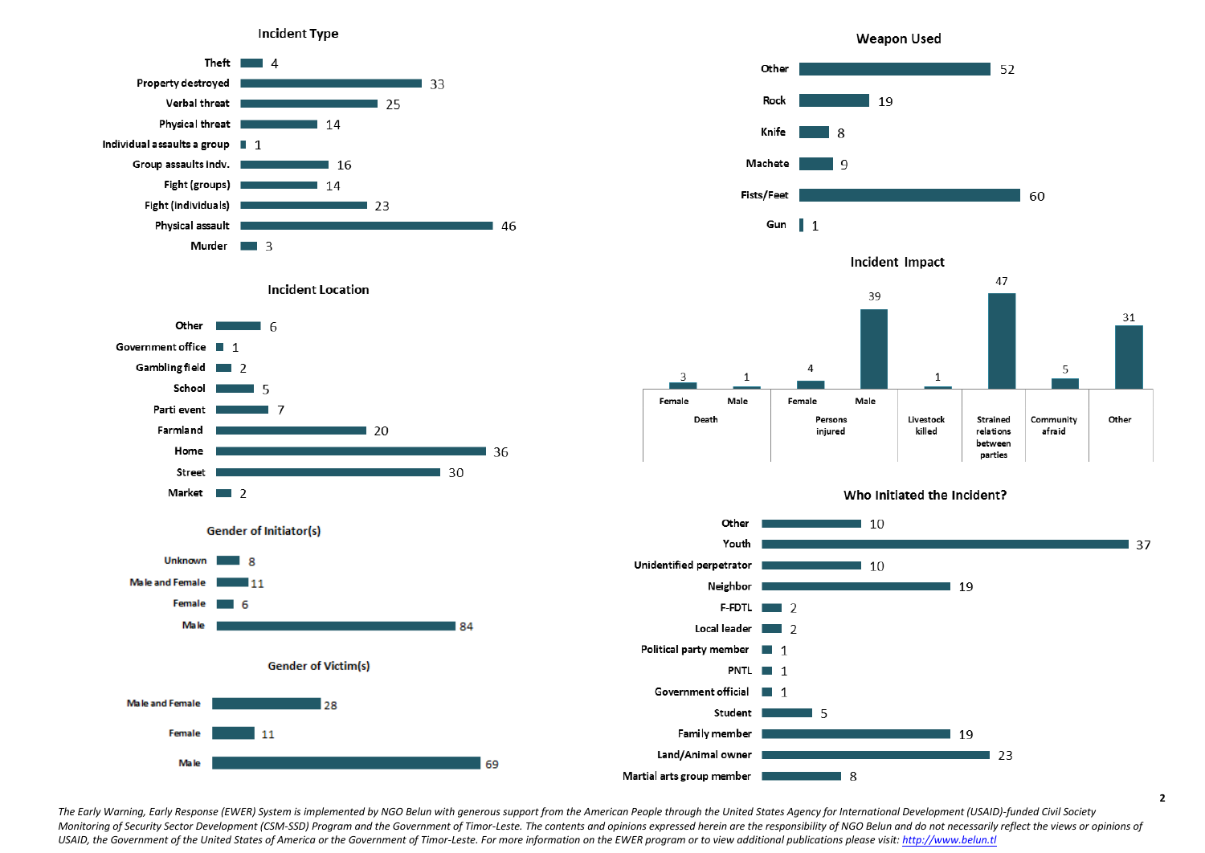## Incident Type

| Incident Type | Count |
|---|---|
| Theft | 4 |
| Property destroyed | 33 |
| Verbal threat | 25 |
| Physical threat | 14 |
| Individual assaults a group | 1 |
| Group assaults indv. | 16 |
| Fight (groups) | 14 |
| Fight (individuals) | 23 |
| Physical assault | 46 |
| Murder | 3 |

## Weapon Used

| Weapon Used | Count |
|---|---|
| Other | 52 |
| Rock | 19 |
| Knife | 8 |
| Machete | 9 |
| Fists/Feet | 60 |
| Gun | 1 |

## Incident Impact

| Incident Impact | | Count |
|---|---|---|
| Death | Female | 3 |
| | Male | 1 |
| Persons injured | Female | 4 |
| | Male | 39 |
| Livestock killed | | 1 |
| Strained relations between parties | | 47 |
| Community afraid | | 5 |
| Other | | 31 |

## Incident Location

| Incident Location | Count |
|---|---|
| Other | 6 |
| Government office | 1 |
| Gambling field | 2 |
| School | 5 |
| Parti event | 7 |
| Farmland | 20 |
| Home | 36 |
| Street | 30 |
| Market | 2 |

## Who Initiated the Incident?

| Who Initiated the Incident? | Count |
|---|---|
| Other | 10 |
| Youth | 37 |
| Unidentified perpetrator | 10 |
| Neighbor | 19 |
| F-FDTL | 2 |
| Local leader | 2 |
| Political party member | 1 |
| PNTL | 1 |
| Government official | 1 |
| Student | 5 |
| Family member | 19 |
| Land/Animal owner | 23 |
| Martial arts group member | 8 |

## Gender of Initiator(s)

| Gender of Initiator(s) | Count |
|---|---|
| Unknown | 8 |
| Male and Female | 11 |
| Female | 6 |
| Male | 84 |

## Gender of Victim(s)

| Gender of Victim(s) | Count |
|---|---|
| Male and Female | 28 |
| Female | 11 |
| Male | 69 |

*The Early Warning, Early Response (EWER) System is implemented by NGO Belun with generous support from the American People through the United States Agency for International Development (USAID)-funded Civil Society Monitoring of Security Sector Development (CSM-SSD) Program and the Government of Timor-Leste. The contents and opinions expressed herein are the responsibility of NGO Belun and do not necessarily reflect the views or opinions of USAID, the Government of the United States of America or the Government of Timor-Leste. For more information on the EWER program or to view additional publications please visit: http://www.belun.tl*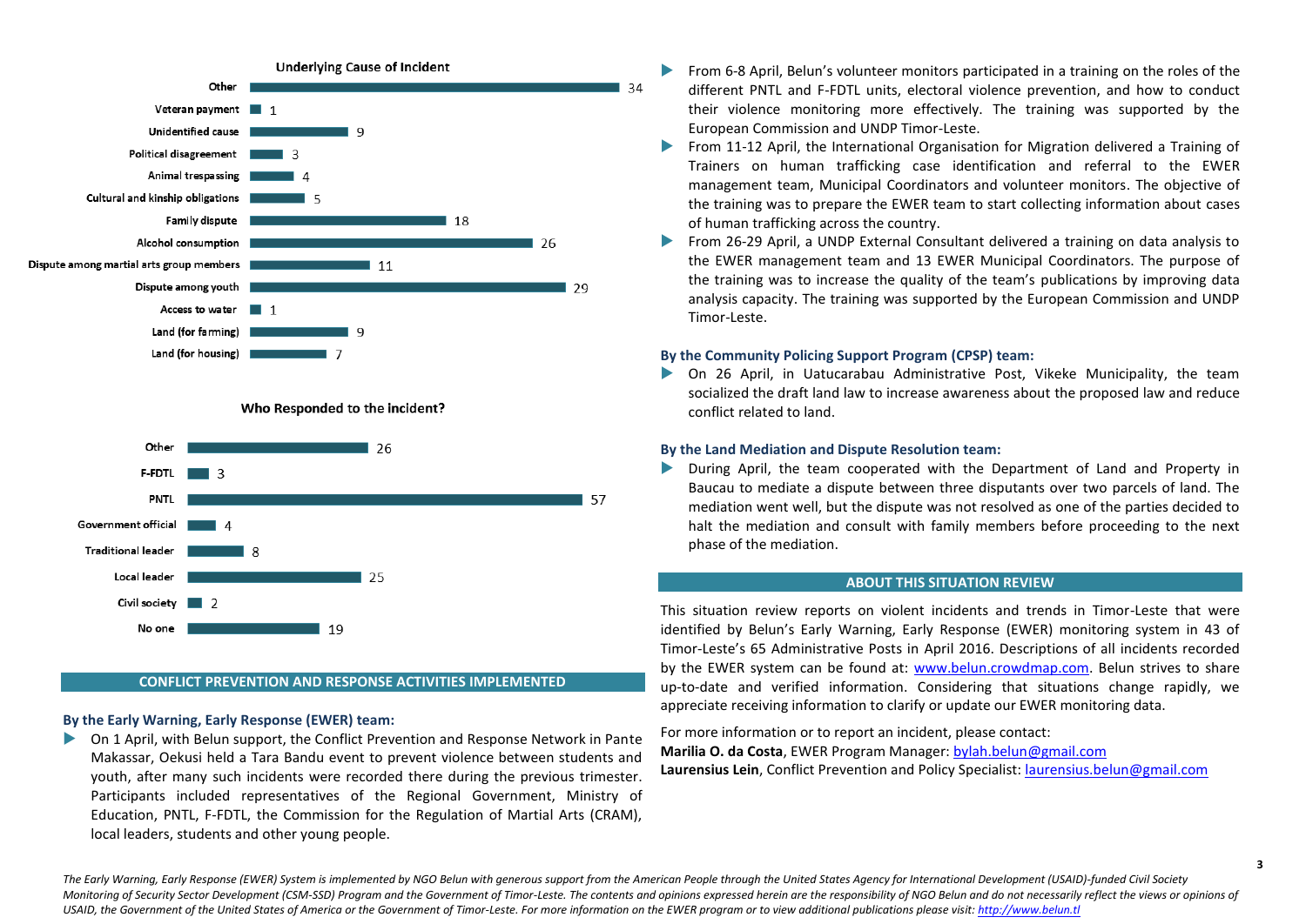Underlying Cause of Incident

Other 34
Veteran payment 1
Unidentified cause 9
Political disagreement 3
Animal trespassing 4
Cultural and kinship obligations 5
Family dispute 18
Alcohol consumption 26
Dispute among martial arts group members 11
Dispute among youth 29
Access to water 1
Land (for farming) 9
Land (for housing) 7

Who Responded to the incident?

Other 26
F-FDTL 3
PNTL 57
Government official 4
Traditional leader 8
Local leader 25
Civil society 2
No one 19

## CONFLICT PREVENTION AND RESPONSE ACTIVITIES IMPLEMENTED

**By the Early Warning, Early Response (EWER) team:**

- On 1 April, with Belun support, the Conflict Prevention and Response Network in Pante Makassar, Oekusi held a Tara Bandu event to prevent violence between students and youth, after many such incidents were recorded there during the previous trimester. Participants included representatives of the Regional Government, Ministry of Education, PNTL, F-FDTL, the Commission for the Regulation of Martial Arts (CRAM), local leaders, students and other young people.
- From 6-8 April, Belun's volunteer monitors participated in a training on the roles of the different PNTL and F-FDTL units, electoral violence prevention, and how to conduct their violence monitoring more effectively. The training was supported by the European Commission and UNDP Timor-Leste.
- From 11-12 April, the International Organisation for Migration delivered a Training of Trainers on human trafficking case identification and referral to the EWER management team, Municipal Coordinators and volunteer monitors. The objective of the training was to prepare the EWER team to start collecting information about cases of human trafficking across the country.
- From 26-29 April, a UNDP External Consultant delivered a training on data analysis to the EWER management team and 13 EWER Municipal Coordinators. The purpose of the training was to increase the quality of the team's publications by improving data analysis capacity. The training was supported by the European Commission and UNDP Timor-Leste.

**By the Community Policing Support Program (CPSP) team:**

- On 26 April, in Uatucarabau Administrative Post, Vikeke Municipality, the team socialized the draft land law to increase awareness about the proposed law and reduce conflict related to land.

**By the Land Mediation and Dispute Resolution team:**

- During April, the team cooperated with the Department of Land and Property in Baucau to mediate a dispute between three disputants over two parcels of land. The mediation went well, but the dispute was not resolved as one of the parties decided to halt the mediation and consult with family members before proceeding to the next phase of the mediation.

## ABOUT THIS SITUATION REVIEW

This situation review reports on violent incidents and trends in Timor-Leste that were identified by Belun's Early Warning, Early Response (EWER) monitoring system in 43 of Timor-Leste's 65 Administrative Posts in April 2016. Descriptions of all incidents recorded by the EWER system can be found at: www.belun.crowdmap.com. Belun strives to share up-to-date and verified information. Considering that situations change rapidly, we appreciate receiving information to clarify or update our EWER monitoring data.

For more information or to report an incident, please contact:
**Marilia O. da Costa**, EWER Program Manager: bylah.belun@gmail.com
**Laurensius Lein**, Conflict Prevention and Policy Specialist: laurensius.belun@gmail.com

*The Early Warning, Early Response (EWER) System is implemented by NGO Belun with generous support from the American People through the United States Agency for International Development (USAID)-funded Civil Society Monitoring of Security Sector Development (CSM-SSD) Program and the Government of Timor-Leste. The contents and opinions expressed herein are the responsibility of NGO Belun and do not necessarily reflect the views or opinions of USAID, the Government of the United States of America or the Government of Timor-Leste. For more information on the EWER program or to view additional publications please visit: http://www.belun.tl*